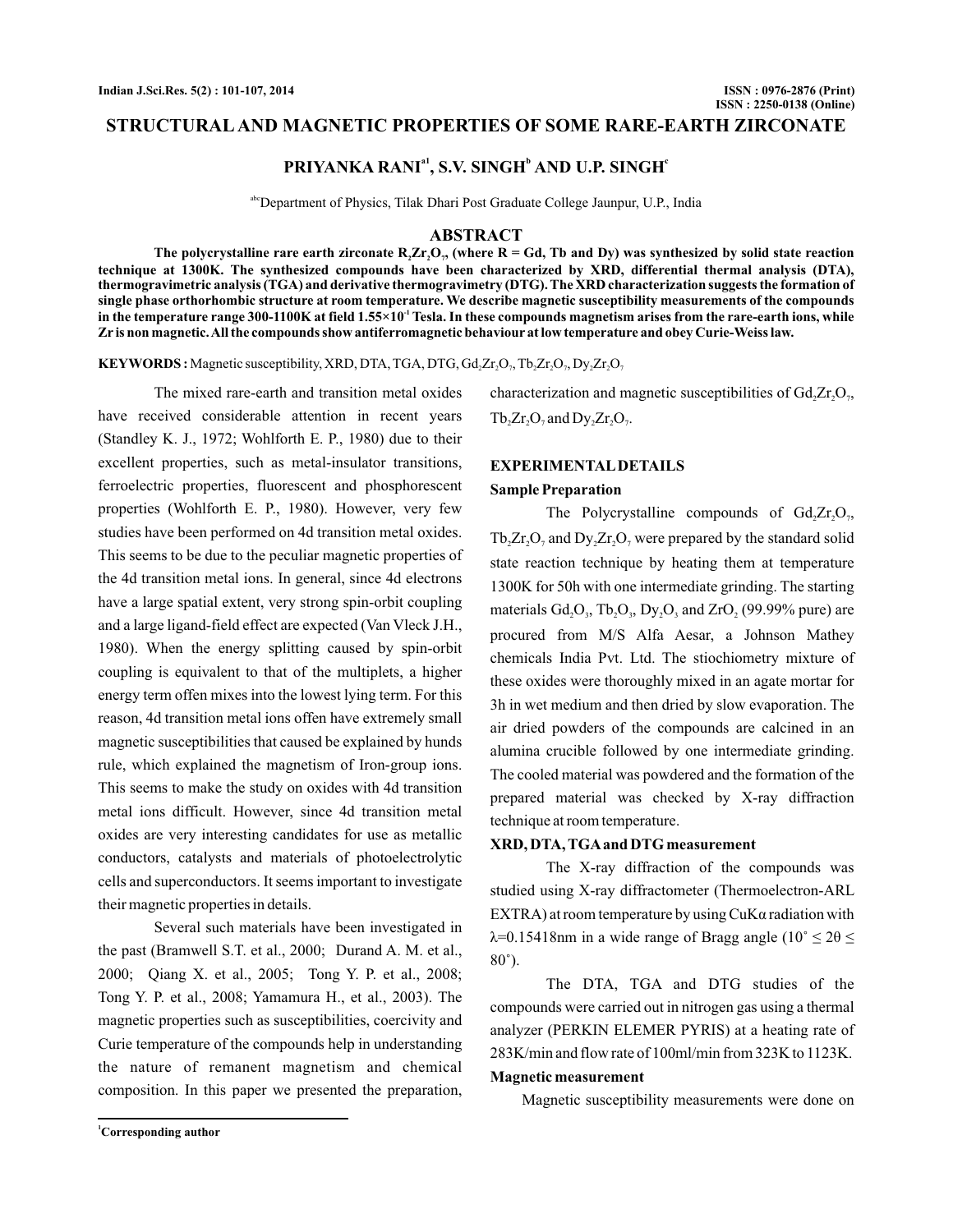# STRUCTURAL AND MAGNETIC PROPERTIES OF SOME RARE-EARTH ZIRCONATE

**PRIYANKA RANI[a1], S.V. SINGH[b] AND U.P. SINGH[c]**

[abc]Department of Physics, Tilak Dhari Post Graduate College Jaunpur, U.P., India

## ABSTRACT

**The polycrystalline rare earth zirconate $R_2Zr_2O_7$, (where R = Gd, Tb and Dy) was synthesized by solid state reaction technique at 1300K. The synthesized compounds have been characterized by XRD, differential thermal analysis (DTA), thermogravimetric analysis (TGA) and derivative thermogravimetry (DTG). The XRD characterization suggests the formation of single phase orthorhombic structure at room temperature. We describe magnetic susceptibility measurements of the compounds in the temperature range 300-1100K at field $1.55\times10^{-1}$ Tesla. In these compounds magnetism arises from the rare-earth ions, while Zr is non magnetic. All the compounds show antiferromagnetic behaviour at low temperature and obey Curie-Weiss law.**

**KEYWORDS :** Magnetic susceptibility, XRD, DTA, TGA, DTG, $Gd_2Zr_2O_7$, $Tb_2Zr_2O_7$, $Dy_2Zr_2O_7$

The mixed rare-earth and transition metal oxides have received considerable attention in recent years (Standley K. J., 1972; Wohlforth E. P., 1980) due to their excellent properties, such as metal-insulator transitions, ferroelectric properties, fluorescent and phosphorescent properties (Wohlforth E. P., 1980). However, very few studies have been performed on 4d transition metal oxides. This seems to be due to the peculiar magnetic properties of the 4d transition metal ions. In general, since 4d electrons have a large spatial extent, very strong spin-orbit coupling and a large ligand-field effect are expected (Van Vleck J.H., 1980). When the energy splitting caused by spin-orbit coupling is equivalent to that of the multiplets, a higher energy term offen mixes into the lowest lying term. For this reason, 4d transition metal ions offen have extremely small magnetic susceptibilities that caused be explained by hunds rule, which explained the magnetism of Iron-group ions. This seems to make the study on oxides with 4d transition metal ions difficult. However, since 4d transition metal oxides are very interesting candidates for use as metallic conductors, catalysts and materials of photoelectrolytic cells and superconductors. It seems important to investigate their magnetic properties in details.

Several such materials have been investigated in the past (Bramwell S.T. et al., 2000; Durand A. M. et al., 2000; Qiang X. et al., 2005; Tong Y. P. et al., 2008; Tong Y. P. et al., 2008; Yamamura H., et al., 2003). The magnetic properties such as susceptibilities, coercivity and Curie temperature of the compounds help in understanding the nature of remanent magnetism and chemical composition. In this paper we presented the preparation, characterization and magnetic susceptibilities of $Gd_2Zr_2O_7$, $Tb_2Zr_2O_7$ and $Dy_2Zr_2O_7$.

## EXPERIMENTAL DETAILS

### Sample Preparation

The Polycrystalline compounds of $Gd_2Zr_2O_7$, $Tb_2Zr_2O_7$ and $Dy_2Zr_2O_7$ were prepared by the standard solid state reaction technique by heating them at temperature 1300K for 50h with one intermediate grinding. The starting materials $Gd_2O_3$, $Tb_2O_3$, $Dy_2O_3$ and $ZrO_2$ (99.99% pure) are procured from M/S Alfa Aesar, a Johnson Mathey chemicals India Pvt. Ltd. The stiochiometry mixture of these oxides were thoroughly mixed in an agate mortar for 3h in wet medium and then dried by slow evaporation. The air dried powders of the compounds are calcined in an alumina crucible followed by one intermediate grinding. The cooled material was powdered and the formation of the prepared material was checked by X-ray diffraction technique at room temperature.

### XRD, DTA, TGA and DTG measurement

The X-ray diffraction of the compounds was studied using X-ray diffractometer (Thermoelectron-ARL EXTRA) at room temperature by using CuKα radiation with λ=0.15418nm in a wide range of Bragg angle (10˚ ≤ 2θ ≤ 80˚).

The DTA, TGA and DTG studies of the compounds were carried out in nitrogen gas using a thermal analyzer (PERKIN ELEMER PYRIS) at a heating rate of 283K/min and flow rate of 100ml/min from 323K to 1123K.

### Magnetic measurement

Magnetic susceptibility measurements were done on

[1]Corresponding author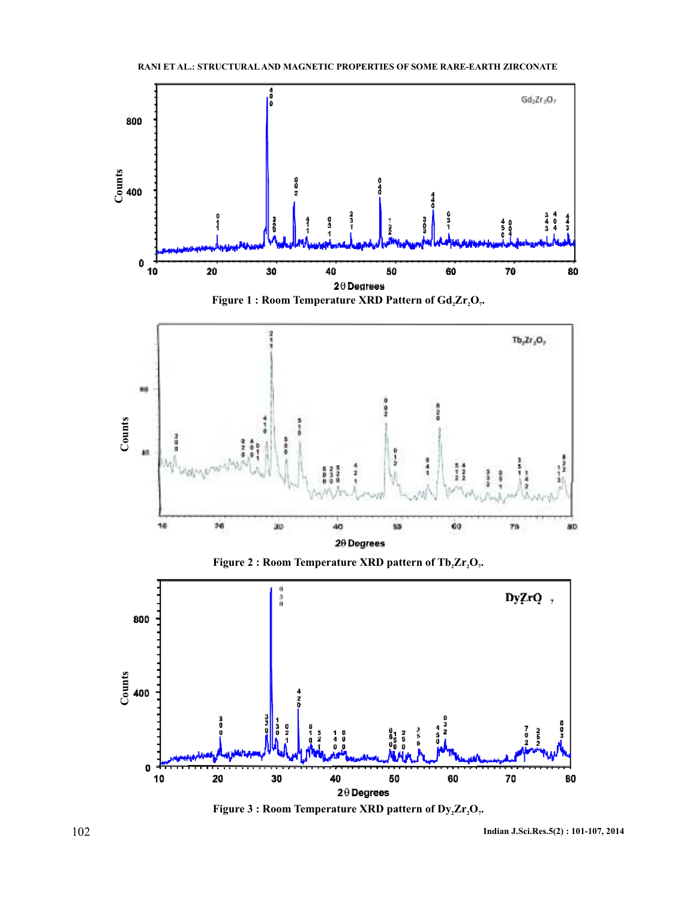Figure 1 : Room Temperature XRD Pattern of $Gd_2Zr_2O_7$.

Figure 2 : Room Temperature XRD pattern of $Tb_2Zr_2O_7$.

Figure 3 : Room Temperature XRD pattern of $Dy_2Zr_2O_7$.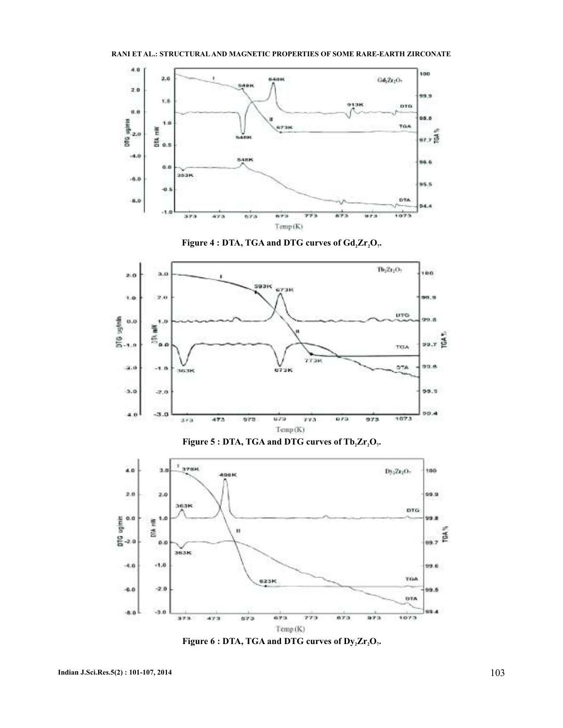Figure 4 : DTA, TGA and DTG curves of $Gd_2Zr_2O_7$.

Figure 5 : DTA, TGA and DTG curves of $Tb_2Zr_2O_7$.

Figure 6 : DTA, TGA and DTG curves of $Dy_2Zr_2O_7$.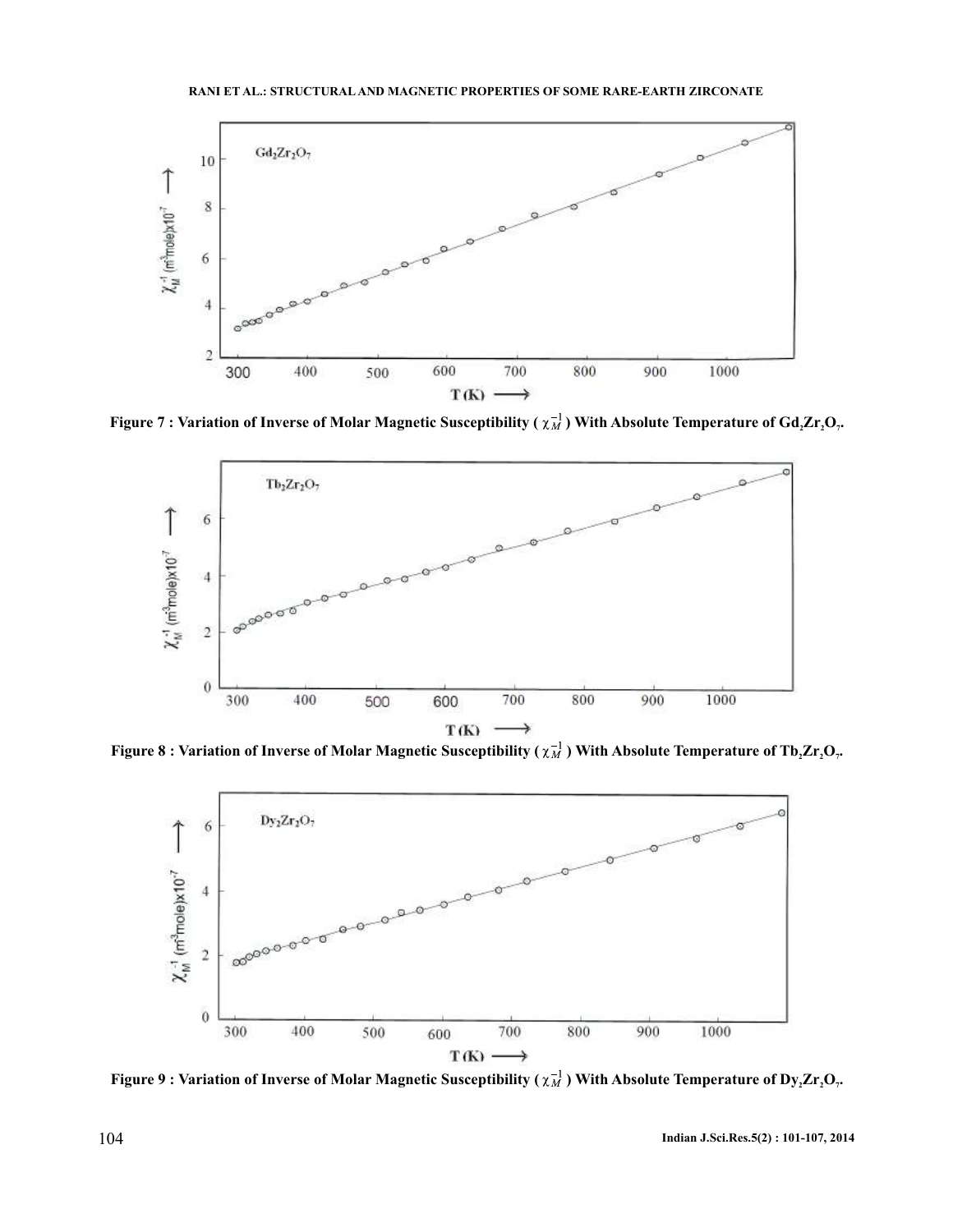Figure 7 : Variation of Inverse of Molar Magnetic Susceptibility ( $\chi_M^{-1}$ ) With Absolute Temperature of $Gd_2Zr_2O_7$.

Figure 8 : Variation of Inverse of Molar Magnetic Susceptibility ( $\chi_M^{-1}$ ) With Absolute Temperature of $Tb_2Zr_2O_7$.

Figure 9 : Variation of Inverse of Molar Magnetic Susceptibility ( $\chi_M^{-1}$ ) With Absolute Temperature of $Dy_2Zr_2O_7$.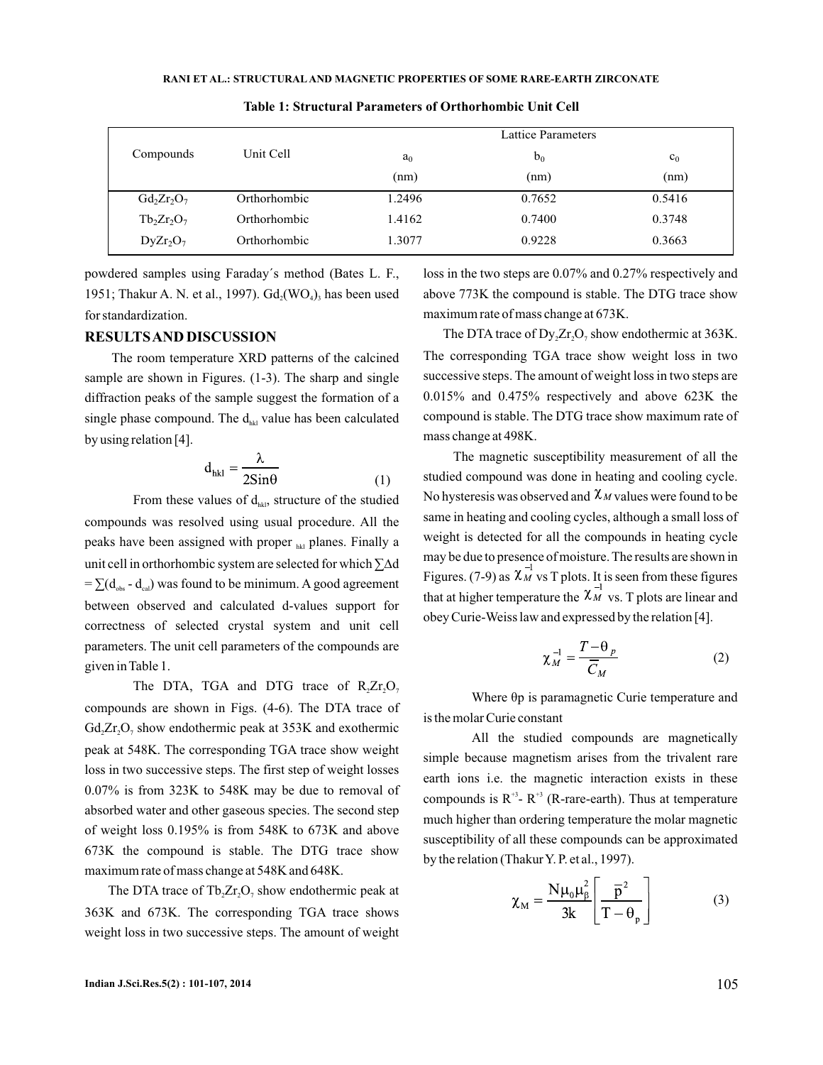**Table 1: Structural Parameters of Orthorhombic Unit Cell**

| Compounds | Unit Cell | Lattice Parameters | | |
|---|---|---|---|---|
| | | $a_0$ (nm) | $b_0$ (nm) | $c_0$ (nm) |
| $Gd_2Zr_2O_7$ | Orthorhombic | 1.2496 | 0.7652 | 0.5416 |
| $Tb_2Zr_2O_7$ | Orthorhombic | 1.4162 | 0.7400 | 0.3748 |
| $DyZr_2O_7$ | Orthorhombic | 1.3077 | 0.9228 | 0.3663 |

powdered samples using Faraday´s method (Bates L. F., 1951; Thakur A. N. et al., 1997). $Gd_2(WO_4)_3$ has been used for standardization.

## RESULTS AND DISCUSSION

The room temperature XRD patterns of the calcined sample are shown in Figures. (1-3). The sharp and single diffraction peaks of the sample suggest the formation of a single phase compound. The $d_{hkl}$ value has been calculated by using relation [4].

$$d_{hkl} = \frac{\lambda}{2\mathrm{Sin}\theta} \tag{1}$$

From these values of $d_{hkl}$, structure of the studied compounds was resolved using usual procedure. All the peaks have been assigned with proper $_{hkl}$ planes. Finally a unit cell in orthorhombic system are selected for which $\sum\Delta d = \sum(d_{obs} - d_{cal})$ was found to be minimum. A good agreement between observed and calculated d-values support for correctness of selected crystal system and unit cell parameters. The unit cell parameters of the compounds are given in Table 1.

The DTA, TGA and DTG trace of $R_2Zr_2O_7$ compounds are shown in Figs. (4-6). The DTA trace of $Gd_2Zr_2O_7$ show endothermic peak at 353K and exothermic peak at 548K. The corresponding TGA trace show weight loss in two successive steps. The first step of weight losses 0.07% is from 323K to 548K may be due to removal of absorbed water and other gaseous species. The second step of weight loss 0.195% is from 548K to 673K and above 673K the compound is stable. The DTG trace show maximum rate of mass change at 548K and 648K.

The DTA trace of $Tb_2Zr_2O_7$ show endothermic peak at 363K and 673K. The corresponding TGA trace shows weight loss in two successive steps. The amount of weight loss in the two steps are 0.07% and 0.27% respectively and above 773K the compound is stable. The DTG trace show maximum rate of mass change at 673K.

The DTA trace of $Dy_2Zr_2O_7$ show endothermic at 363K. The corresponding TGA trace show weight loss in two successive steps. The amount of weight loss in two steps are 0.015% and 0.475% respectively and above 623K the compound is stable. The DTG trace show maximum rate of mass change at 498K.

The magnetic susceptibility measurement of all the studied compound was done in heating and cooling cycle. No hysteresis was observed and $\chi_M$ values were found to be same in heating and cooling cycles, although a small loss of weight is detected for all the compounds in heating cycle may be due to presence of moisture. The results are shown in Figures. (7-9) as $\chi_M^{-1}$ vs T plots. It is seen from these figures that at higher temperature the $\chi_M^{-1}$ vs. T plots are linear and obey Curie-Weiss law and expressed by the relation [4].

$$\chi_M^{-1} = \frac{T - \theta_p}{\overline{C}_M} \tag{2}$$

Where θp is paramagnetic Curie temperature and is the molar Curie constant

All the studied compounds are magnetically simple because magnetism arises from the trivalent rare earth ions i.e. the magnetic interaction exists in these compounds is $R^{+3}$- $R^{+3}$ (R-rare-earth). Thus at temperature much higher than ordering temperature the molar magnetic susceptibility of all these compounds can be approximated by the relation (Thakur Y. P. et al., 1997).

$$\chi_M = \frac{N\mu_0\mu_\beta^2}{3k}\left[\frac{\overline{p}^2}{T - \theta_p}\right] \tag{3}$$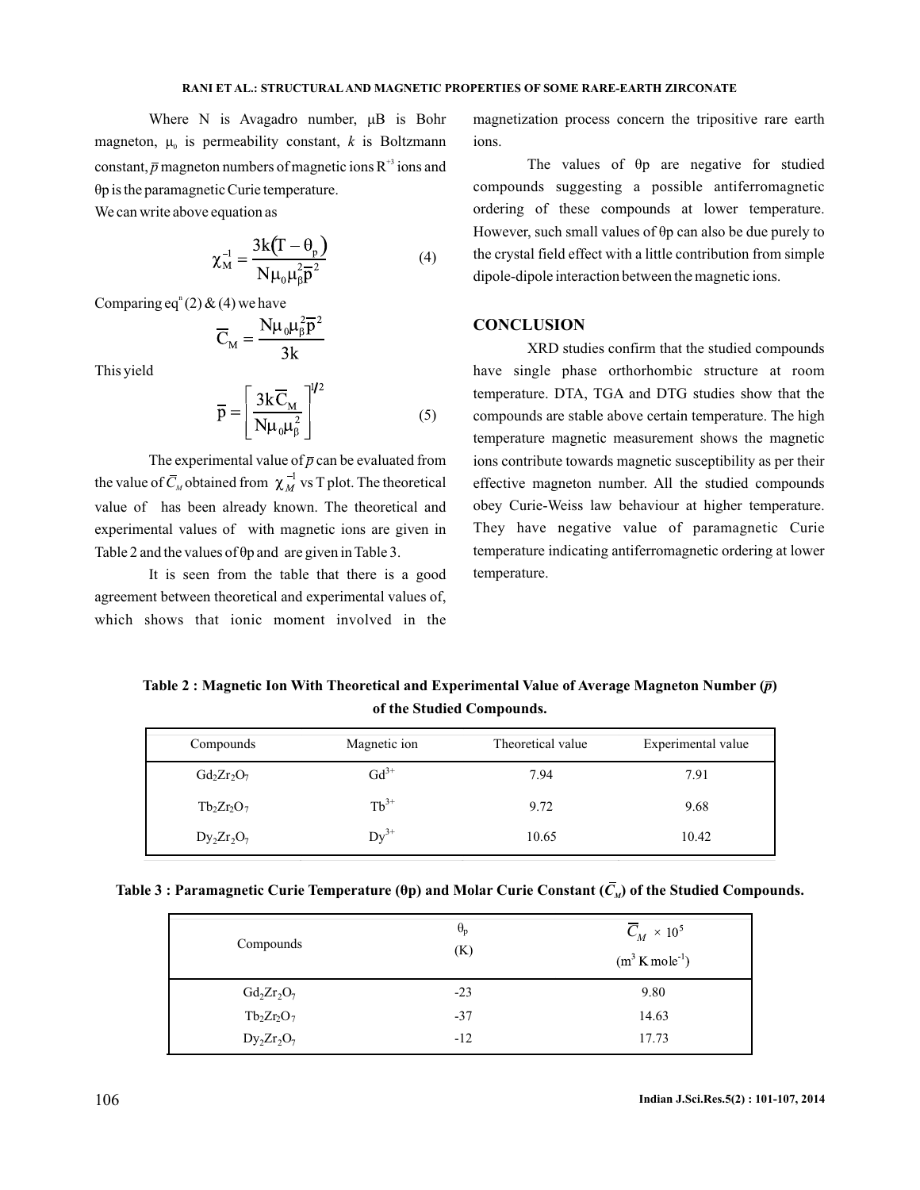Where N is Avagadro number, μB is Bohr magneton, $\mu_0$ is permeability constant, $k$ is Boltzmann constant, $\bar{p}$ magneton numbers of magnetic ions $R^{+3}$ ions and θp is the paramagnetic Curie temperature.

We can write above equation as

$$\chi_M^{-1} = \frac{3k(T - \theta_p)}{N\mu_0\mu_\beta^2\bar{p}^2} \tag{4}$$

Comparing eq$^n$ (2) & (4) we have

$$\bar{C}_M = \frac{N\mu_0\mu_\beta^2\bar{p}^2}{3k}$$

This yield

$$\bar{p} = \left[\frac{3k\bar{C}_M}{N\mu_0\mu_\beta^2}\right]^{1/2} \tag{5}$$

The experimental value of $\bar{p}$ can be evaluated from the value of $\bar{C}_M$ obtained from $\chi_M^{-1}$ vs T plot. The theoretical value of has been already known. The theoretical and experimental values of with magnetic ions are given in Table 2 and the values of θp and are given in Table 3.

It is seen from the table that there is a good agreement between theoretical and experimental values of, which shows that ionic moment involved in the magnetization process concern the tripositive rare earth ions.

The values of θp are negative for studied compounds suggesting a possible antiferromagnetic ordering of these compounds at lower temperature. However, such small values of θp can also be due purely to the crystal field effect with a little contribution from simple dipole-dipole interaction between the magnetic ions.

## CONCLUSION

XRD studies confirm that the studied compounds have single phase orthorhombic structure at room temperature. DTA, TGA and DTG studies show that the compounds are stable above certain temperature. The high temperature magnetic measurement shows the magnetic ions contribute towards magnetic susceptibility as per their effective magneton number. All the studied compounds obey Curie-Weiss law behaviour at higher temperature. They have negative value of paramagnetic Curie temperature indicating antiferromagnetic ordering at lower temperature.

**Table 2 : Magnetic Ion With Theoretical and Experimental Value of Average Magneton Number ($\bar{p}$) of the Studied Compounds.**

| Compounds | Magnetic ion | Theoretical value | Experimental value |
|---|---|---|---|
| $Gd_2Zr_2O_7$ | $Gd^{3+}$ | 7.94 | 7.91 |
| $Tb_2Zr_2O_7$ | $Tb^{3+}$ | 9.72 | 9.68 |
| $Dy_2Zr_2O_7$ | $Dy^{3+}$ | 10.65 | 10.42 |

**Table 3 : Paramagnetic Curie Temperature (θp) and Molar Curie Constant ($\bar{C}_M$) of the Studied Compounds.**

| Compounds | $\theta_p$ (K) | $\bar{C}_M \times 10^5$ ($m^3$ K $mole^{-1}$) |
|---|---|---|
| $Gd_2Zr_2O_7$ | -23 | 9.80 |
| $Tb_2Zr_2O_7$ | -37 | 14.63 |
| $Dy_2Zr_2O_7$ | -12 | 17.73 |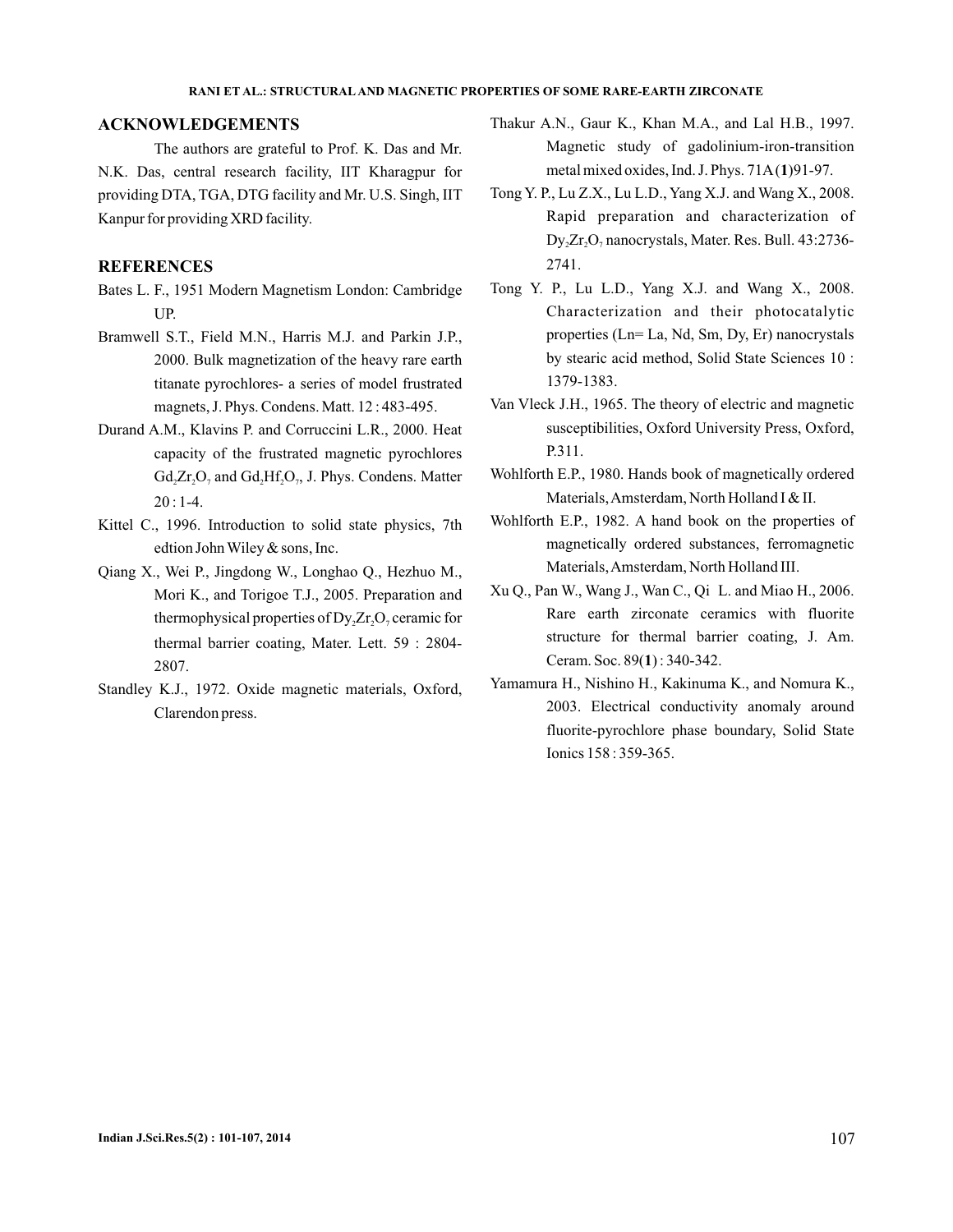## ACKNOWLEDGEMENTS

The authors are grateful to Prof. K. Das and Mr. N.K. Das, central research facility, IIT Kharagpur for providing DTA, TGA, DTG facility and Mr. U.S. Singh, IIT Kanpur for providing XRD facility.

## REFERENCES

Bates L. F., 1951 Modern Magnetism London: Cambridge UP.

Bramwell S.T., Field M.N., Harris M.J. and Parkin J.P., 2000. Bulk magnetization of the heavy rare earth titanate pyrochlores- a series of model frustrated magnets, J. Phys. Condens. Matt. 12 : 483-495.

Durand A.M., Klavins P. and Corruccini L.R., 2000. Heat capacity of the frustrated magnetic pyrochlores $Gd_2Zr_2O_7$ and $Gd_2Hf_2O_7$, J. Phys. Condens. Matter 20 : 1-4.

Kittel C., 1996. Introduction to solid state physics, 7th edtion John Wiley & sons, Inc.

Qiang X., Wei P., Jingdong W., Longhao Q., Hezhuo M., Mori K., and Torigoe T.J., 2005. Preparation and thermophysical properties of $Dy_2Zr_2O_7$ ceramic for thermal barrier coating, Mater. Lett. 59 : 2804-2807.

Standley K.J., 1972. Oxide magnetic materials, Oxford, Clarendon press.

Thakur A.N., Gaur K., Khan M.A., and Lal H.B., 1997. Magnetic study of gadolinium-iron-transition metal mixed oxides, Ind. J. Phys. 71A (**1**)91-97.

Tong Y. P., Lu Z.X., Lu L.D., Yang X.J. and Wang X., 2008. Rapid preparation and characterization of $Dy_2Zr_2O_7$ nanocrystals, Mater. Res. Bull. 43:2736-2741.

Tong Y. P., Lu L.D., Yang X.J. and Wang X., 2008. Characterization and their photocatalytic properties (Ln= La, Nd, Sm, Dy, Er) nanocrystals by stearic acid method, Solid State Sciences 10 : 1379-1383.

Van Vleck J.H., 1965. The theory of electric and magnetic susceptibilities, Oxford University Press, Oxford, P.311.

Wohlforth E.P., 1980. Hands book of magnetically ordered Materials, Amsterdam, North Holland I & II.

Wohlforth E.P., 1982. A hand book on the properties of magnetically ordered substances, ferromagnetic Materials, Amsterdam, North Holland III.

Xu Q., Pan W., Wang J., Wan C., Qi L. and Miao H., 2006. Rare earth zirconate ceramics with fluorite structure for thermal barrier coating, J. Am. Ceram. Soc. 89(**1**) : 340-342.

Yamamura H., Nishino H., Kakinuma K., and Nomura K., 2003. Electrical conductivity anomaly around fluorite-pyrochlore phase boundary, Solid State Ionics 158 : 359-365.